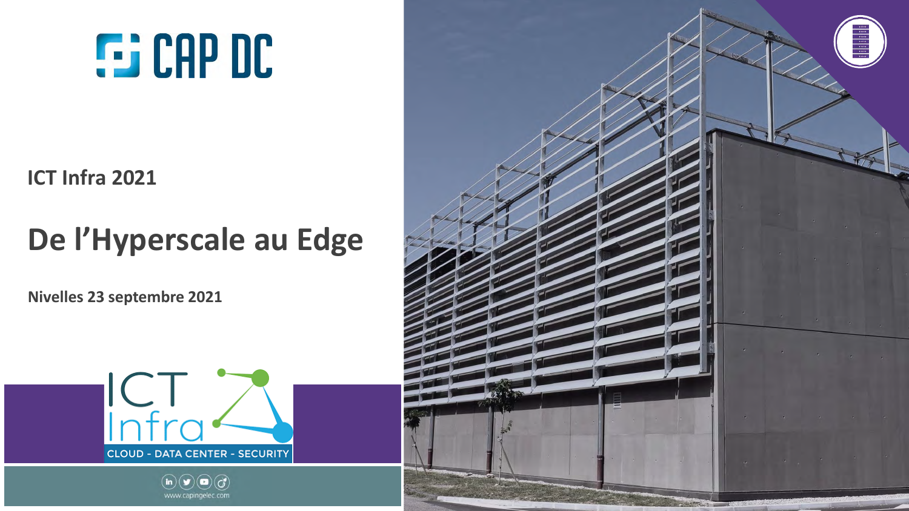# CAP DC

**ICT Infra 2021**

## De l'Hyperscale au Edge

**Nivelles 23 septembre 2021**

ICT Infra

CLOUD - DATA CENTER - SECURITY

www.capingelec.com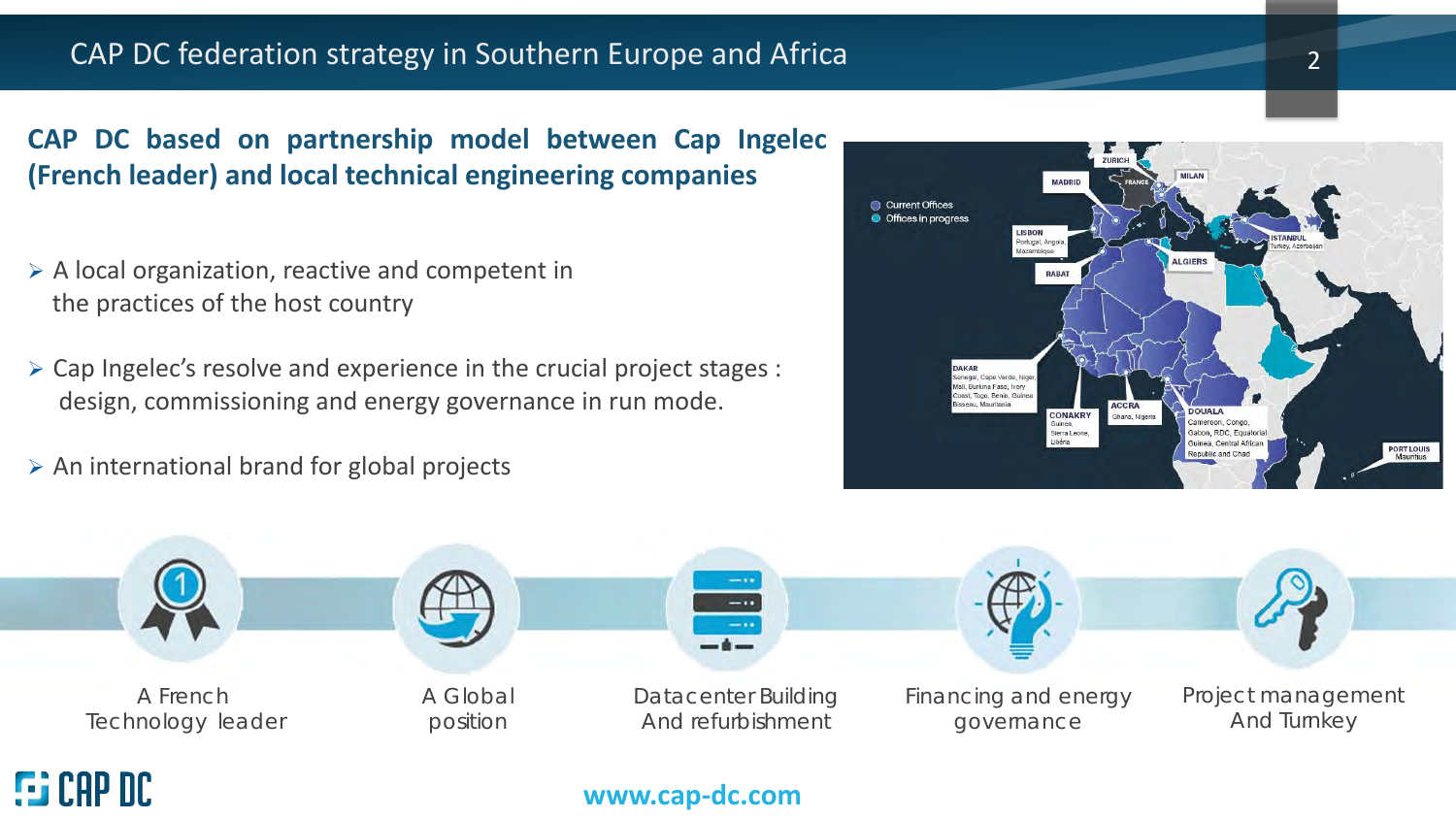# CAP DC federation strategy in Southern Europe and Africa

**CAP DC based on partnership model between Cap Ingelec (French leader) and local technical engineering companies**

- A local organization, reactive and competent in the practices of the host country
- Cap Ingelec's resolve and experience in the crucial project stages : design, commissioning and energy governance in run mode.
- An international brand for global projects

Current Offices
Offices in progress

ZURICH
FRANCE
MADRID
MILAN
LISBON
Portugal, Angola, Mozambique
ISTANBUL
Turkey, Azerbaijan
ALGIERS
RABAT
DAKAR
Senegal, Cape Verde, Niger, Mali, Burkina Faso, Ivory Coast, Togo, Benin, Guinea Bissau, Mauritania
CONAKRY
Guinea, Sierra Leone, Liberia
ACCRA
Ghana, Nigeria
DOUALA
Cameroon, Congo, Gabon, RDC, Equatorial Guinea, Central African Republic and Chad
PORT LOUIS
Mauritius

A French Technology leader

A Global position

Datacenter Building And refurbishment

Financing and energy governance

Project management And Turnkey

CAP DC

www.cap-dc.com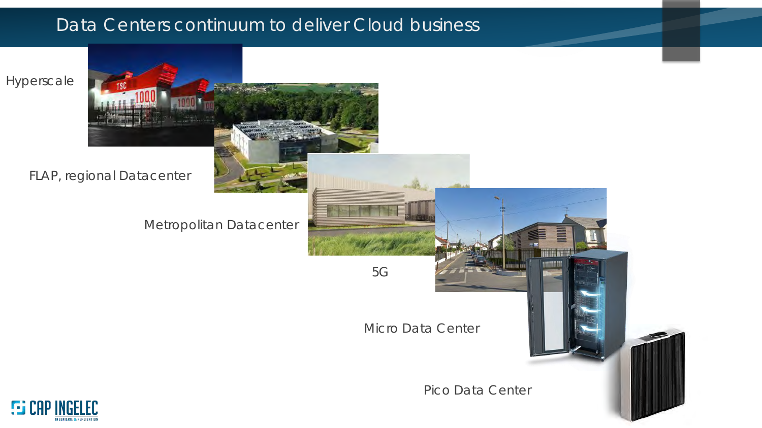# Data Centers continuum to deliver Cloud business

Hyperscale

FLAP, regional Datacenter

Metropolitan Datacenter

5G

Micro Data Center

Pico Data Center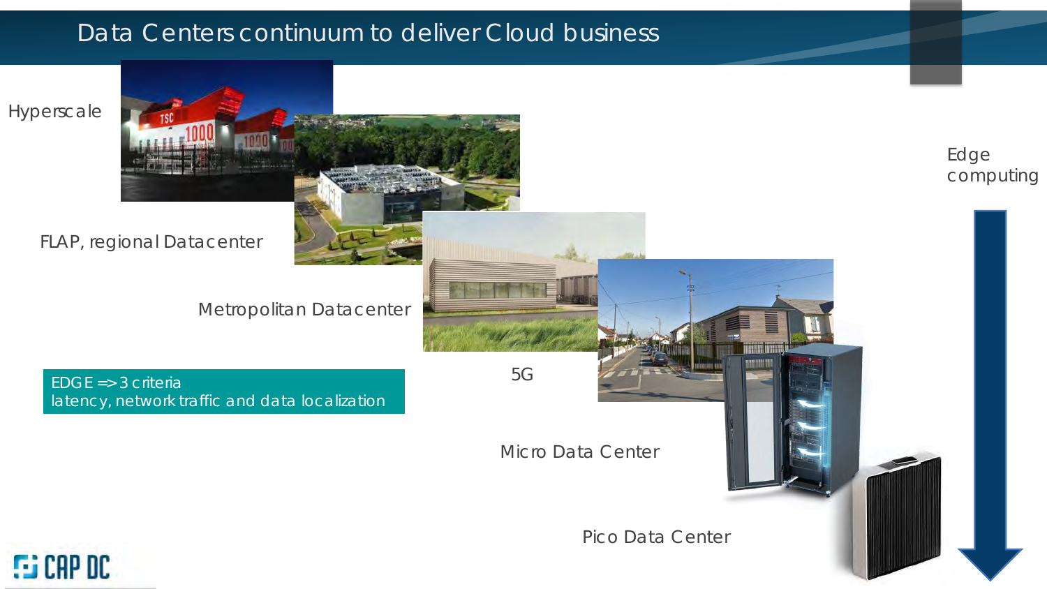# Data Centers continuum to deliver Cloud business

Hyperscale

FLAP, regional Datacenter

Metropolitan Datacenter

5G

Micro Data Center

Pico Data Center

Edge computing

EDGE => 3 criteria
latency, network traffic and data localization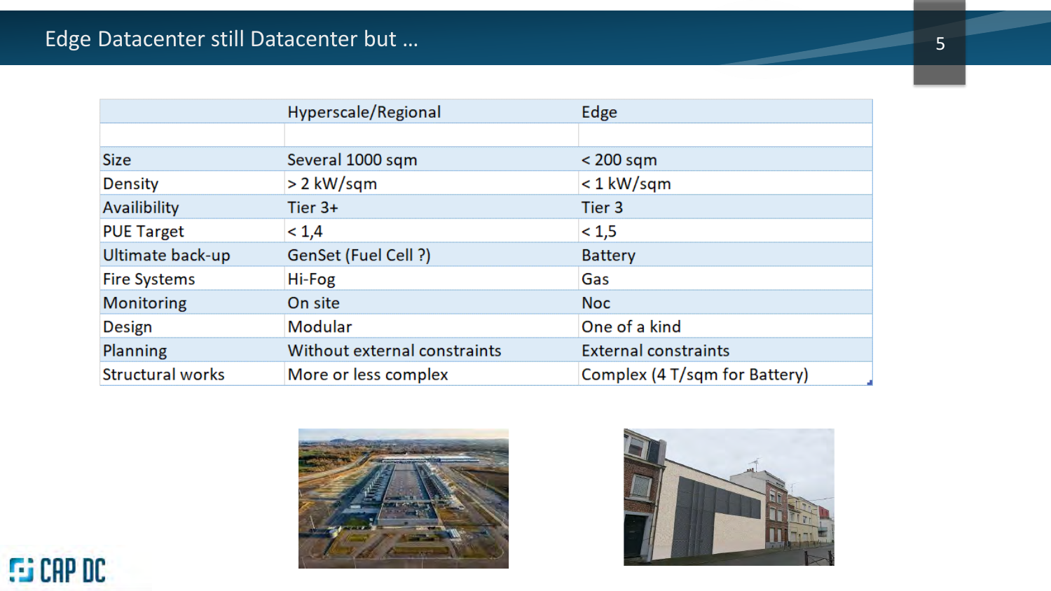# Edge Datacenter still Datacenter but …

| | Hyperscale/Regional | Edge |
|---|---|---|
| | | |
| Size | Several 1000 sqm | < 200 sqm |
| Density | > 2 kW/sqm | < 1 kW/sqm |
| Availibility | Tier 3+ | Tier 3 |
| PUE Target | < 1,4 | < 1,5 |
| Ultimate back-up | GenSet (Fuel Cell ?) | Battery |
| Fire Systems | Hi-Fog | Gas |
| Monitoring | On site | Noc |
| Design | Modular | One of a kind |
| Planning | Without external constraints | External constraints |
| Structural works | More or less complex | Complex (4 T/sqm for Battery) |

CAP DC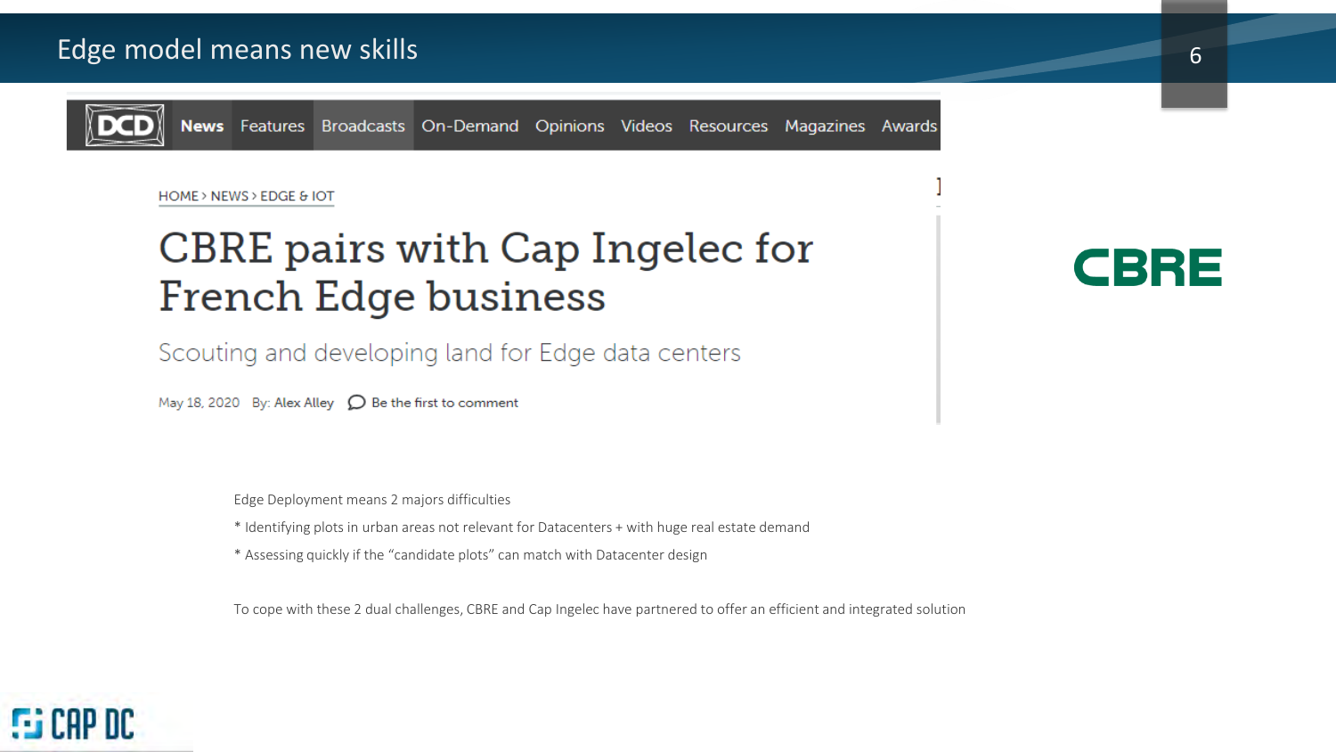# Edge model means new skills

DCD | News | Features | Broadcasts | On-Demand | Opinions | Videos | Resources | Magazines | Awards

HOME > NEWS > EDGE & IOT

## CBRE pairs with Cap Ingelec for French Edge business

Scouting and developing land for Edge data centers

May 18, 2020 By: Alex Alley Be the first to comment

CBRE

Edge Deployment means 2 majors difficulties

* Identifying plots in urban areas not relevant for Datacenters + with huge real estate demand

* Assessing quickly if the "candidate plots" can match with Datacenter design

To cope with these 2 dual challenges, CBRE and Cap Ingelec have partnered to offer an efficient and integrated solution

CAP DC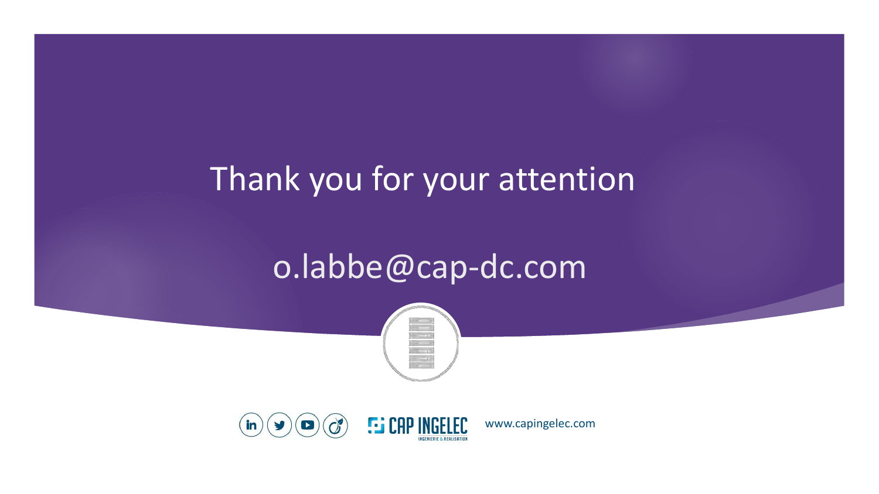# Thank you for your attention

o.labbe@cap-dc.com

CAP INGELEC

INGENIERIE & REALISATION

www.capingelec.com